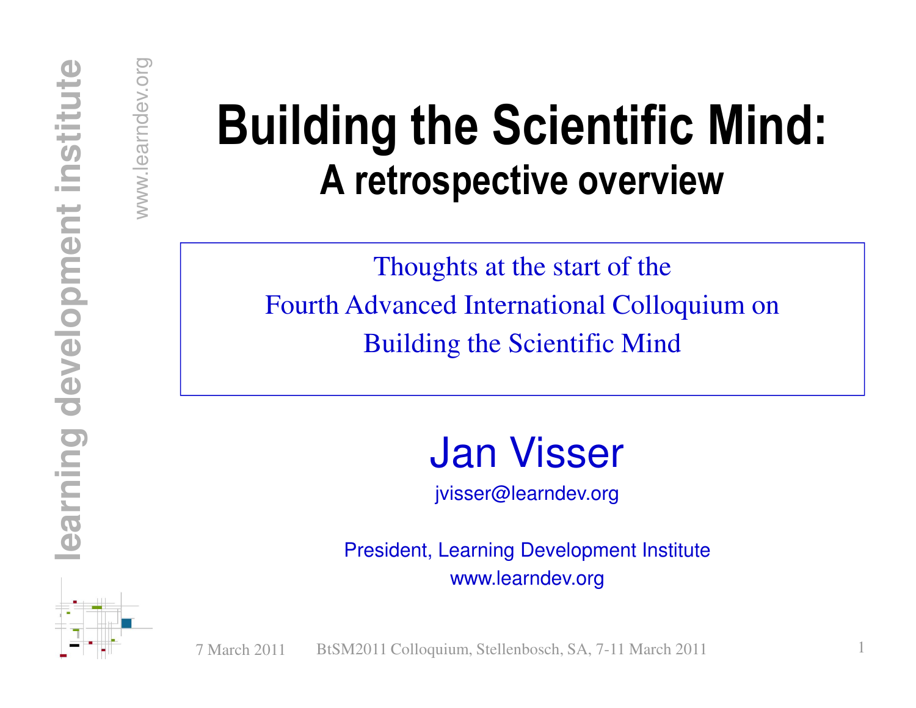# Building the Scientific Mind:

## A retrospective overview

Thoughts at the start of the
Fourth Advanced International Colloquium on
Building the Scientific Mind

**Jan Visser**

jvisser@learndev.org

President, Learning Development Institute
www.learndev.org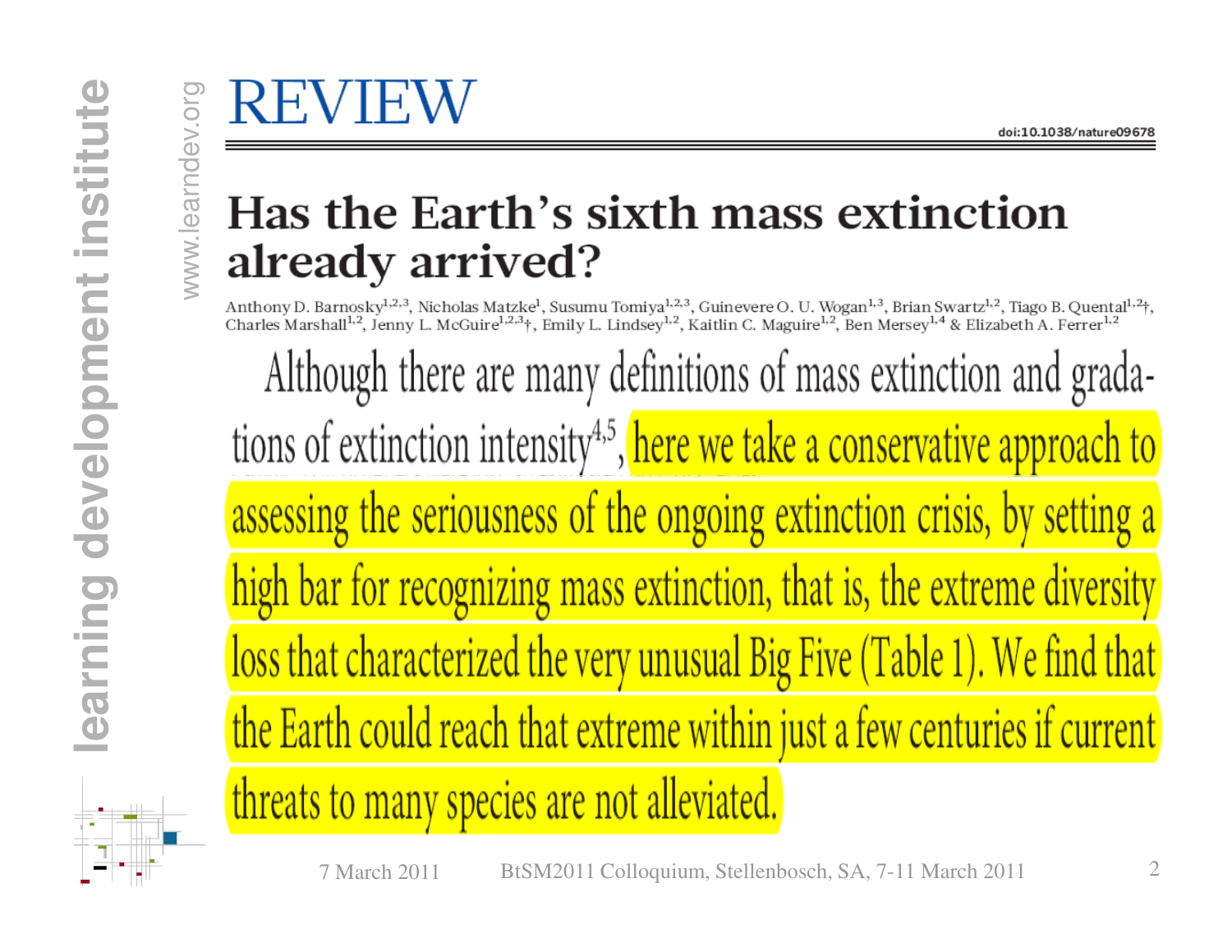# REVIEW

doi:10.1038/nature09678

## Has the Earth's sixth mass extinction already arrived?

Anthony D. Barnosky[1,2,3], Nicholas Matzke[1], Susumu Tomiya[1,2,3], Guinevere O. U. Wogan[1,3], Brian Swartz[1,2], Tiago B. Quental[1,2]†, Charles Marshall[1,2], Jenny L. McGuire[1,2,3]†, Emily L. Lindsey[1,2], Kaitlin C. Maguire[1,2], Ben Mersey[1,4] & Elizabeth A. Ferrer[1,2]

Although there are many definitions of mass extinction and gradations of extinction intensity[4,5], here we take a conservative approach to assessing the seriousness of the ongoing extinction crisis, by setting a high bar for recognizing mass extinction, that is, the extreme diversity loss that characterized the very unusual Big Five (Table 1). We find that the Earth could reach that extreme within just a few centuries if current threats to many species are not alleviated.

learning development institute

www.learndev.org

7 March 2011 BtSM2011 Colloquium, Stellenbosch, SA, 7-11 March 2011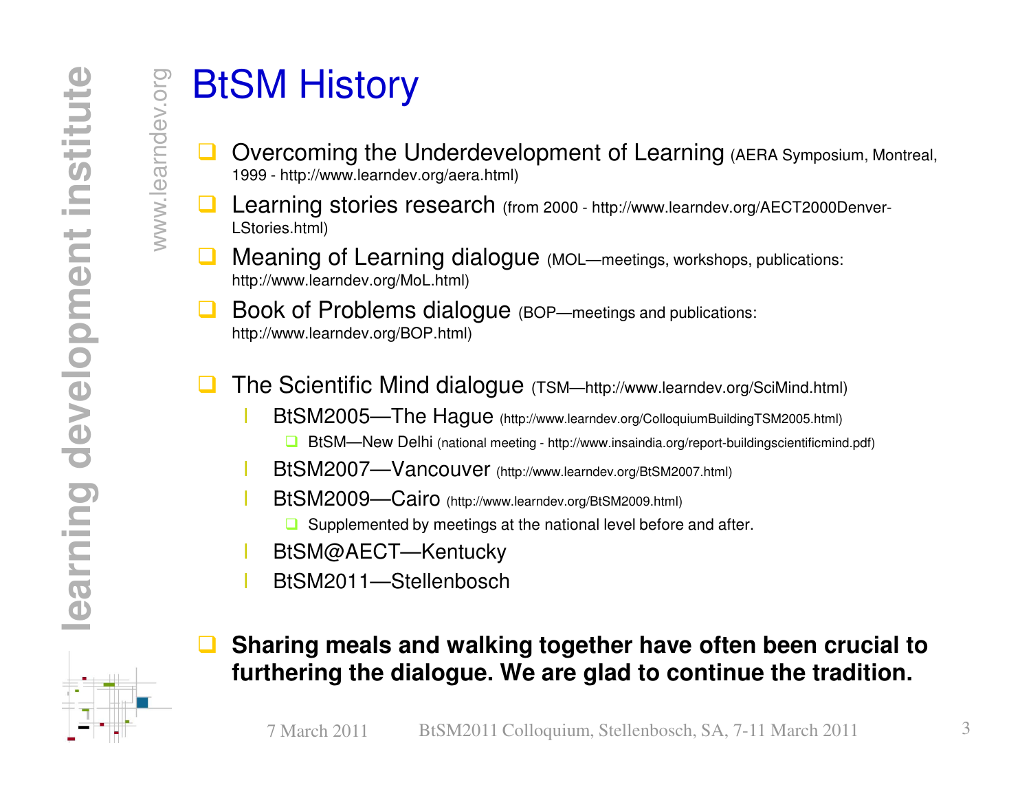# BtSM History

- Overcoming the Underdevelopment of Learning (AERA Symposium, Montreal, 1999 - http://www.learndev.org/aera.html)
- Learning stories research (from 2000 - http://www.learndev.org/AECT2000Denver-LStories.html)
- Meaning of Learning dialogue (MOL—meetings, workshops, publications: http://www.learndev.org/MoL.html)
- Book of Problems dialogue (BOP—meetings and publications: http://www.learndev.org/BOP.html)

- The Scientific Mind dialogue (TSM—http://www.learndev.org/SciMind.html)
  - BtSM2005—The Hague (http://www.learndev.org/ColloquiumBuildingTSM2005.html)
    - BtSM—New Delhi (national meeting - http://www.insaindia.org/report-buildingscientificmind.pdf)
  - BtSM2007—Vancouver (http://www.learndev.org/BtSM2007.html)
  - BtSM2009—Cairo (http://www.learndev.org/BtSM2009.html)
    - Supplemented by meetings at the national level before and after.
  - BtSM@AECT—Kentucky
  - BtSM2011—Stellenbosch

- **Sharing meals and walking together have often been crucial to furthering the dialogue. We are glad to continue the tradition.**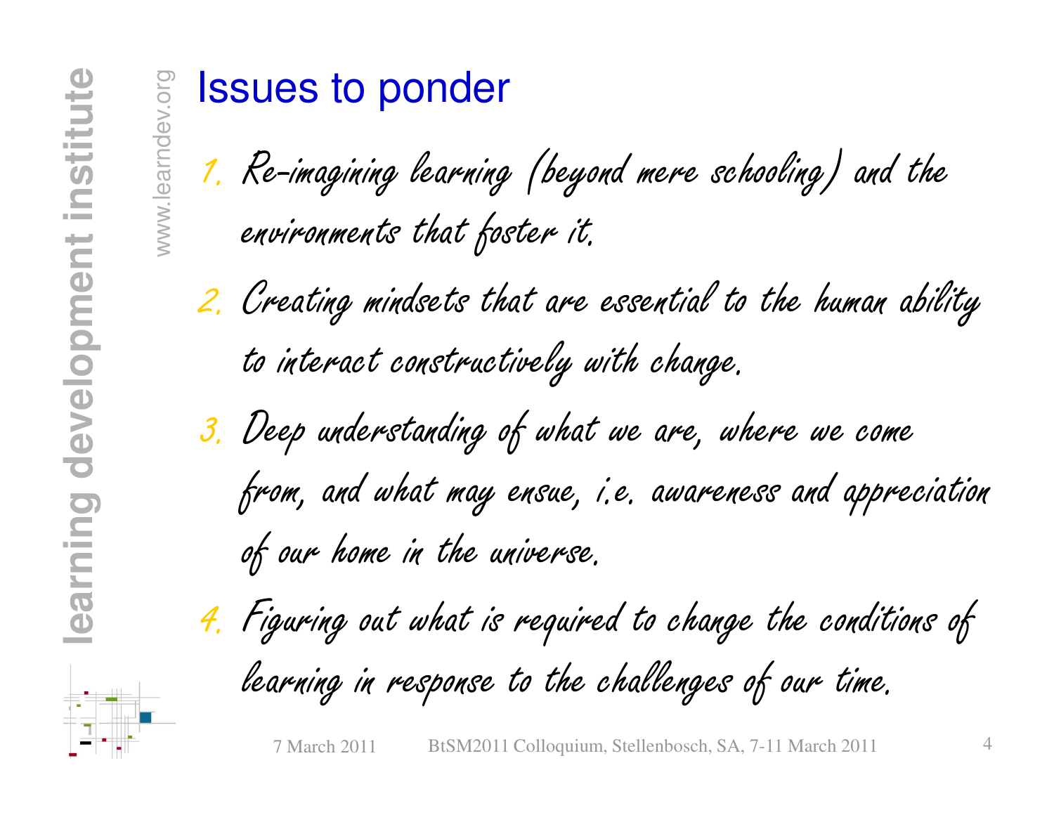# Issues to ponder

1. Re-imagining learning (beyond mere schooling) and the environments that foster it.
2. Creating mindsets that are essential to the human ability to interact constructively with change.
3. Deep understanding of what we are, where we come from, and what may ensue, i.e. awareness and appreciation of our home in the universe.
4. Figuring out what is required to change the conditions of learning in response to the challenges of our time.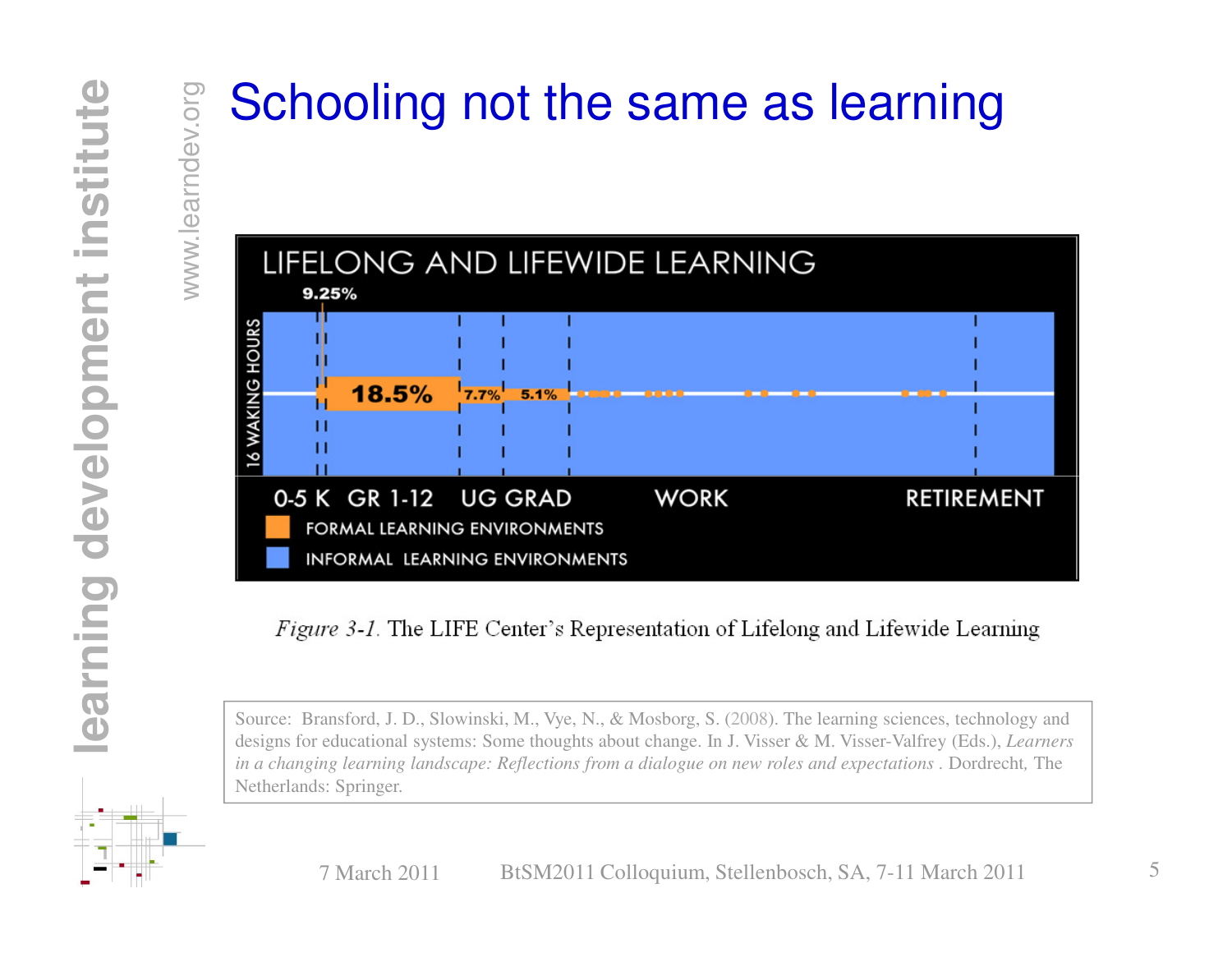# Schooling not the same as learning

LIFELONG AND LIFEWIDE LEARNING

9.25%

16 WAKING HOURS

18.5% 7.7% 5.1%

0-5 K GR 1-12 UG GRAD WORK RETIREMENT

FORMAL LEARNING ENVIRONMENTS

INFORMAL LEARNING ENVIRONMENTS

*Figure 3-1.* The LIFE Center's Representation of Lifelong and Lifewide Learning

Source: Bransford, J. D., Slowinski, M., Vye, N., & Mosborg, S. (2008). The learning sciences, technology and designs for educational systems: Some thoughts about change. In J. Visser & M. Visser-Valfrey (Eds.), *Learners in a changing learning landscape: Reflections from a dialogue on new roles and expectations* . Dordrecht, The Netherlands: Springer.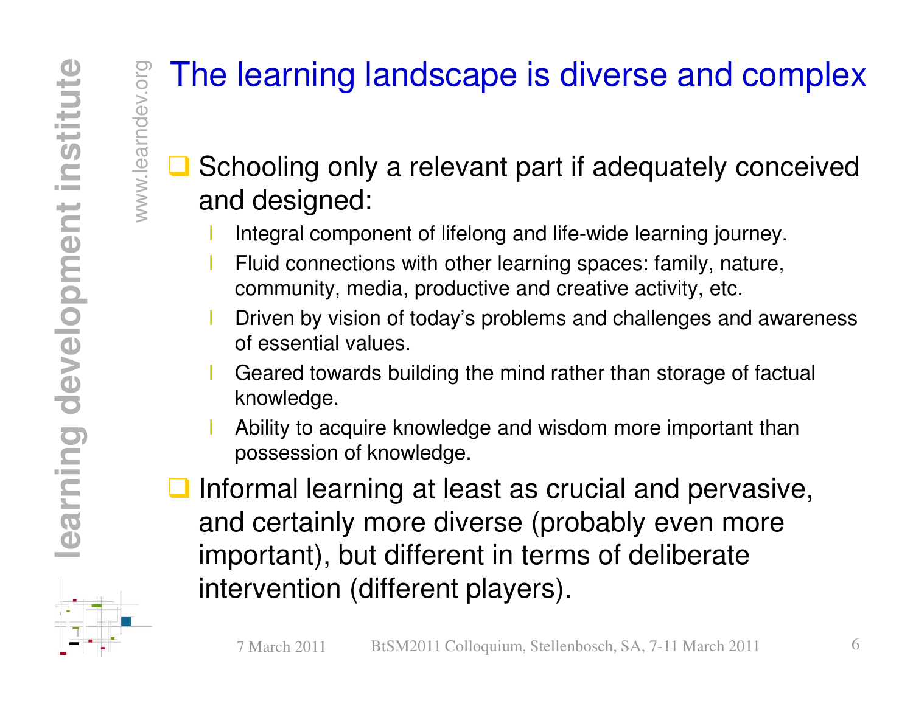# The learning landscape is diverse and complex

- Schooling only a relevant part if adequately conceived and designed:
  - Integral component of lifelong and life-wide learning journey.
  - Fluid connections with other learning spaces: family, nature, community, media, productive and creative activity, etc.
  - Driven by vision of today's problems and challenges and awareness of essential values.
  - Geared towards building the mind rather than storage of factual knowledge.
  - Ability to acquire knowledge and wisdom more important than possession of knowledge.
- Informal learning at least as crucial and pervasive, and certainly more diverse (probably even more important), but different in terms of deliberate intervention (different players).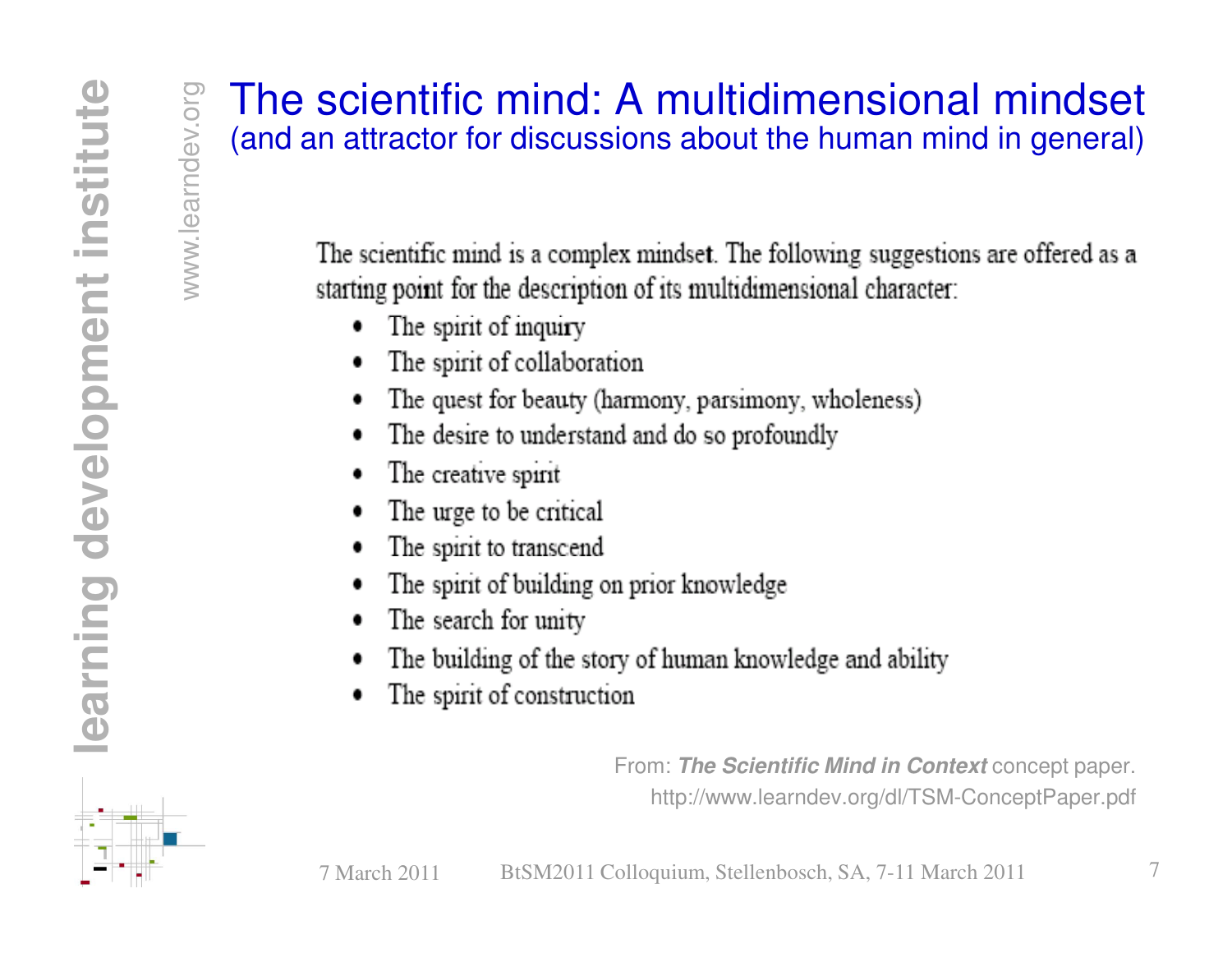# The scientific mind: A multidimensional mindset

## (and an attractor for discussions about the human mind in general)

The scientific mind is a complex mindset. The following suggestions are offered as a starting point for the description of its multidimensional character:

- The spirit of inquiry
- The spirit of collaboration
- The quest for beauty (harmony, parsimony, wholeness)
- The desire to understand and do so profoundly
- The creative spirit
- The urge to be critical
- The spirit to transcend
- The spirit of building on prior knowledge
- The search for unity
- The building of the story of human knowledge and ability
- The spirit of construction

From: ***The Scientific Mind in Context*** concept paper.
http://www.learndev.org/dl/TSM-ConceptPaper.pdf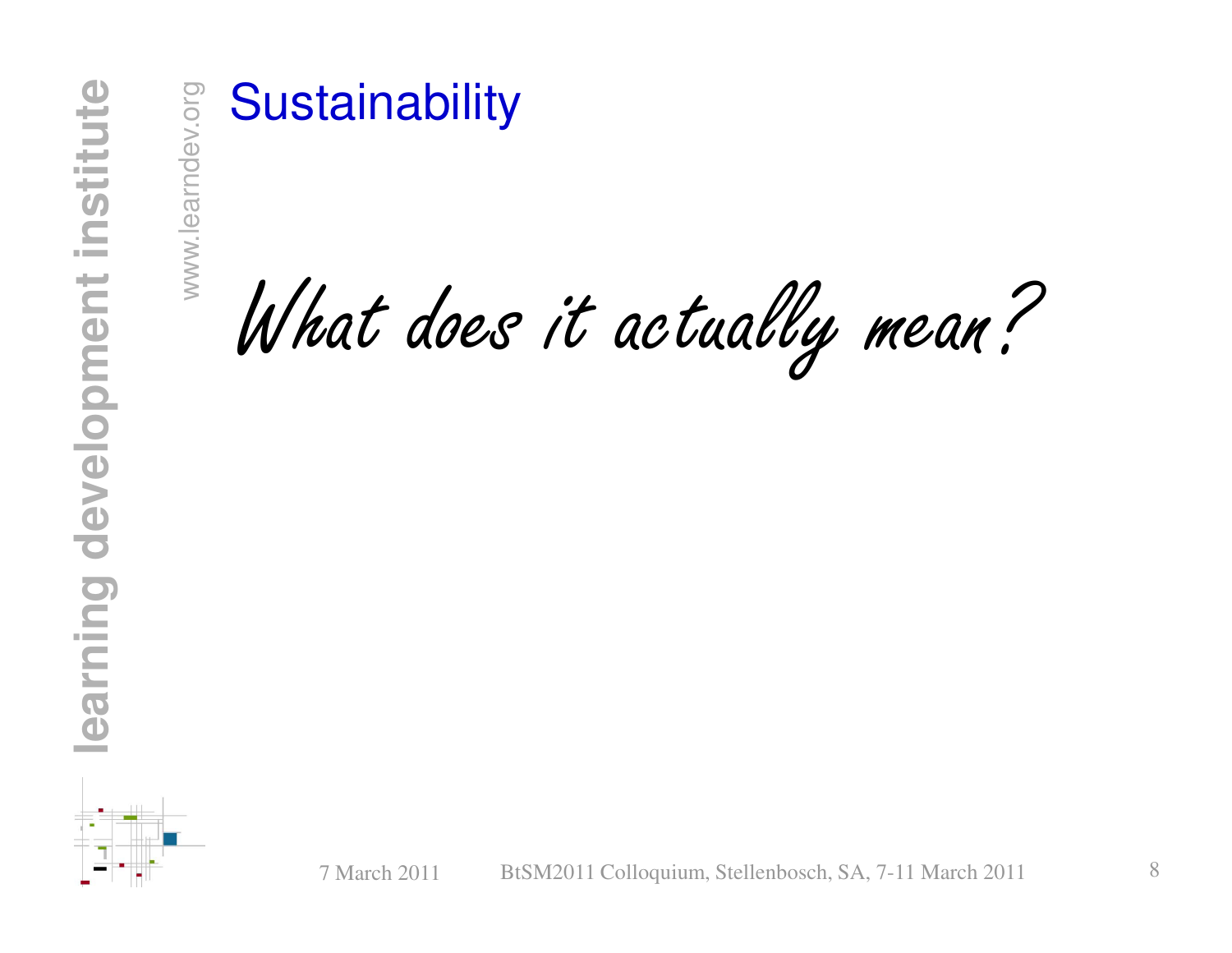# Sustainability

*What does it actually mean?*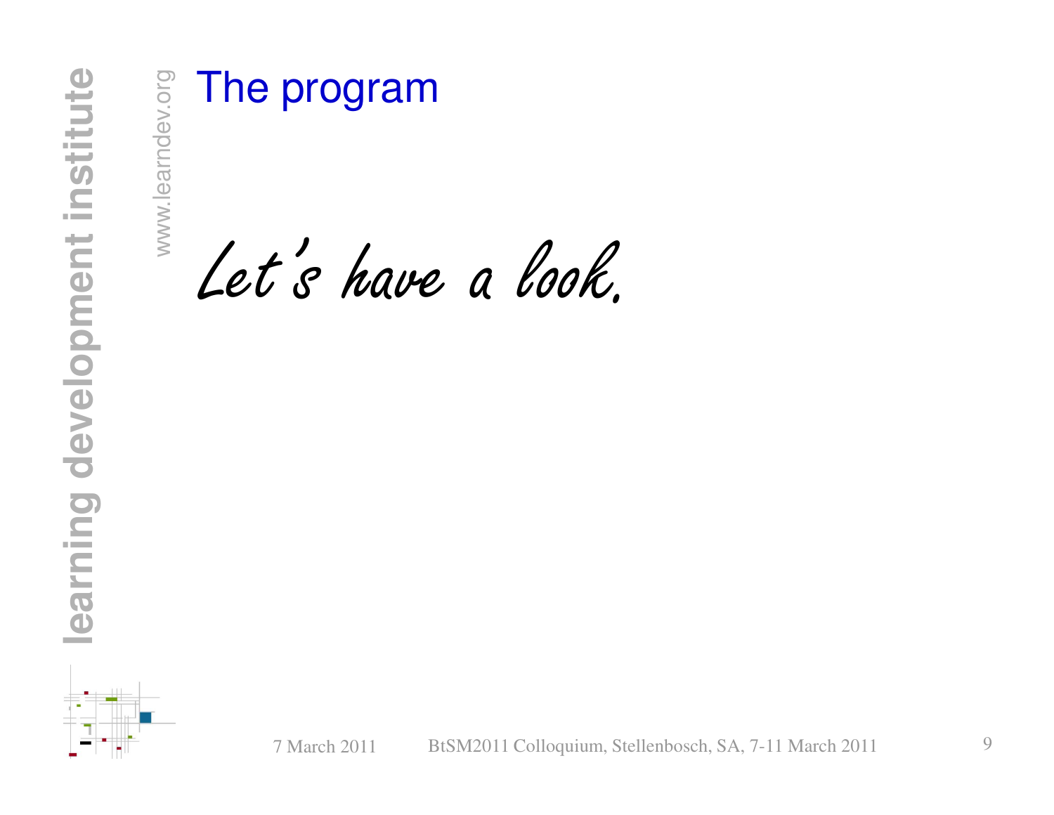# The program

*Let's have a look.*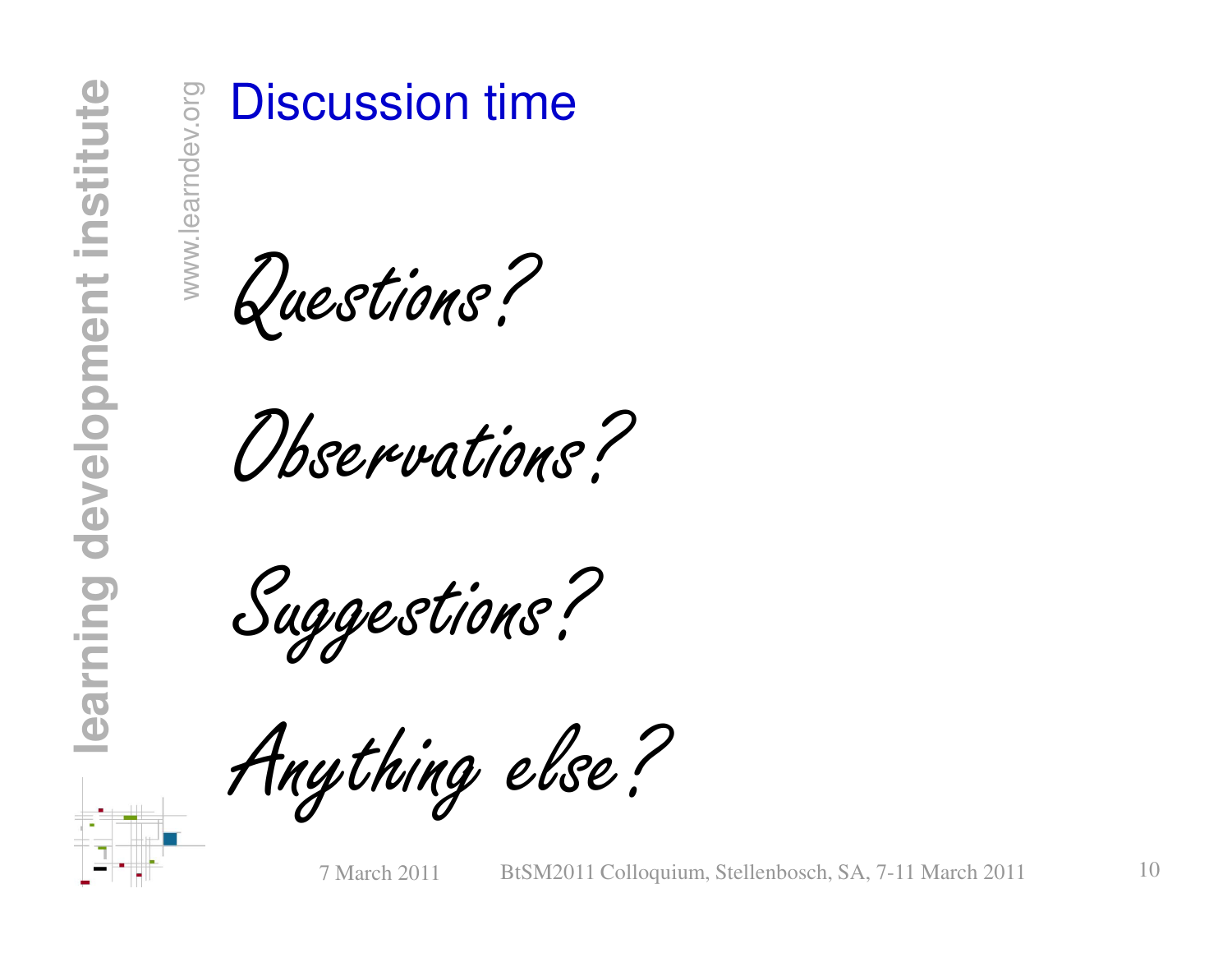# Discussion time

*Questions?*

*Observations?*

*Suggestions?*

*Anything else?*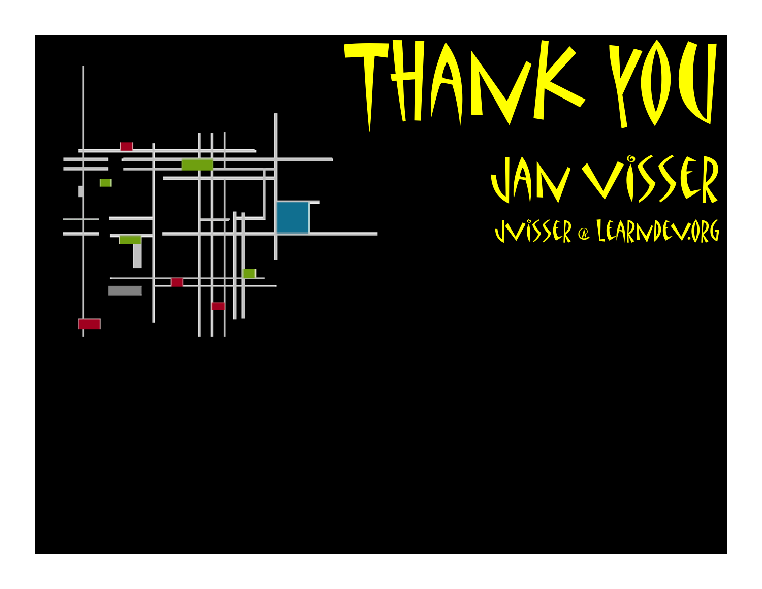# THANK YOU

## JAN VISSER

JVISSER @ LEARNDEV.ORG